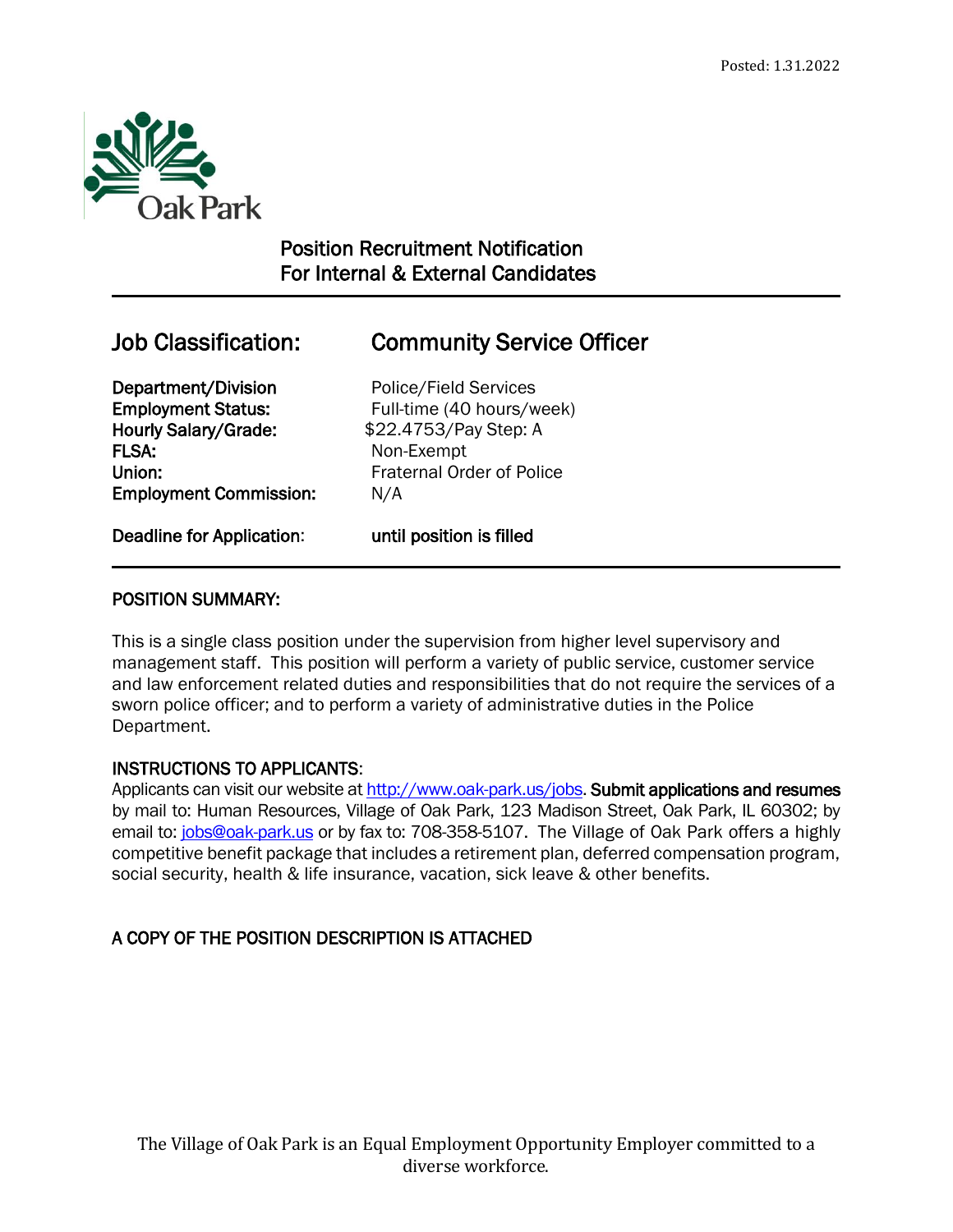Posted: 1.31.2022

Oak Park

# Position Recruitment Notification
## For Internal & External Candidates

---

## Job Classification: Community Service Officer

| | |
|---|---|
| **Department/Division** | Police/Field Services |
| **Employment Status:** | Full-time (40 hours/week) |
| **Hourly Salary/Grade:** | $22.4753/Pay Step: A |
| **FLSA:** | Non-Exempt |
| **Union:** | Fraternal Order of Police |
| **Employment Commission:** | N/A |
| **Deadline for Application:** | **until position is filled** |

---

### POSITION SUMMARY:

This is a single class position under the supervision from higher level supervisory and management staff. This position will perform a variety of public service, customer service and law enforcement related duties and responsibilities that do not require the services of a sworn police officer; and to perform a variety of administrative duties in the Police Department.

### INSTRUCTIONS TO APPLICANTS:

Applicants can visit our website at http://www.oak-park.us/jobs. **Submit applications and resumes** by mail to: Human Resources, Village of Oak Park, 123 Madison Street, Oak Park, IL 60302; by email to: jobs@oak-park.us or by fax to: 708-358-5107. The Village of Oak Park offers a highly competitive benefit package that includes a retirement plan, deferred compensation program, social security, health & life insurance, vacation, sick leave & other benefits.

### A COPY OF THE POSITION DESCRIPTION IS ATTACHED

The Village of Oak Park is an Equal Employment Opportunity Employer committed to a diverse workforce.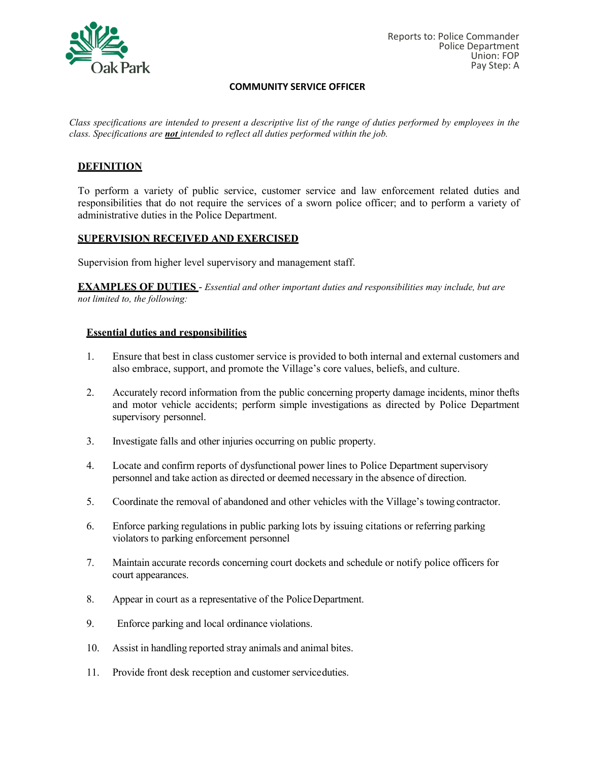Reports to: Police Commander
Police Department
Union: FOP
Pay Step: A

# COMMUNITY SERVICE OFFICER

*Class specifications are intended to present a descriptive list of the range of duties performed by employees in the class. Specifications are **not** intended to reflect all duties performed within the job.*

## DEFINITION

To perform a variety of public service, customer service and law enforcement related duties and responsibilities that do not require the services of a sworn police officer; and to perform a variety of administrative duties in the Police Department.

## SUPERVISION RECEIVED AND EXERCISED

Supervision from higher level supervisory and management staff.

## EXAMPLES OF DUTIES - *Essential and other important duties and responsibilities may include, but are not limited to, the following:*

### Essential duties and responsibilities

1. Ensure that best in class customer service is provided to both internal and external customers and also embrace, support, and promote the Village's core values, beliefs, and culture.
2. Accurately record information from the public concerning property damage incidents, minor thefts and motor vehicle accidents; perform simple investigations as directed by Police Department supervisory personnel.
3. Investigate falls and other injuries occurring on public property.
4. Locate and confirm reports of dysfunctional power lines to Police Department supervisory personnel and take action as directed or deemed necessary in the absence of direction.
5. Coordinate the removal of abandoned and other vehicles with the Village's towing contractor.
6. Enforce parking regulations in public parking lots by issuing citations or referring parking violators to parking enforcement personnel
7. Maintain accurate records concerning court dockets and schedule or notify police officers for court appearances.
8. Appear in court as a representative of the Police Department.
9. Enforce parking and local ordinance violations.
10. Assist in handling reported stray animals and animal bites.
11. Provide front desk reception and customer service duties.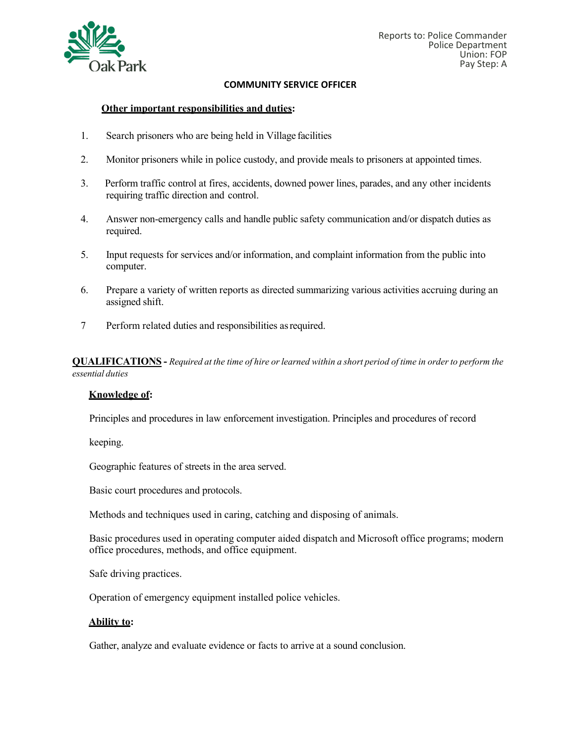Reports to: Police Commander
Police Department
Union: FOP
Pay Step: A

## COMMUNITY SERVICE OFFICER

**Other important responsibilities and duties:**

1. Search prisoners who are being held in Village facilities
2. Monitor prisoners while in police custody, and provide meals to prisoners at appointed times.
3. Perform traffic control at fires, accidents, downed power lines, parades, and any other incidents requiring traffic direction and control.
4. Answer non-emergency calls and handle public safety communication and/or dispatch duties as required.
5. Input requests for services and/or information, and complaint information from the public into computer.
6. Prepare a variety of written reports as directed summarizing various activities accruing during an assigned shift.
7. Perform related duties and responsibilities as required.

**QUALIFICATIONS** - *Required at the time of hire or learned within a short period of time in order to perform the essential duties*

**Knowledge of:**

Principles and procedures in law enforcement investigation. Principles and procedures of record keeping.

Geographic features of streets in the area served.

Basic court procedures and protocols.

Methods and techniques used in caring, catching and disposing of animals.

Basic procedures used in operating computer aided dispatch and Microsoft office programs; modern office procedures, methods, and office equipment.

Safe driving practices.

Operation of emergency equipment installed police vehicles.

**Ability to:**

Gather, analyze and evaluate evidence or facts to arrive at a sound conclusion.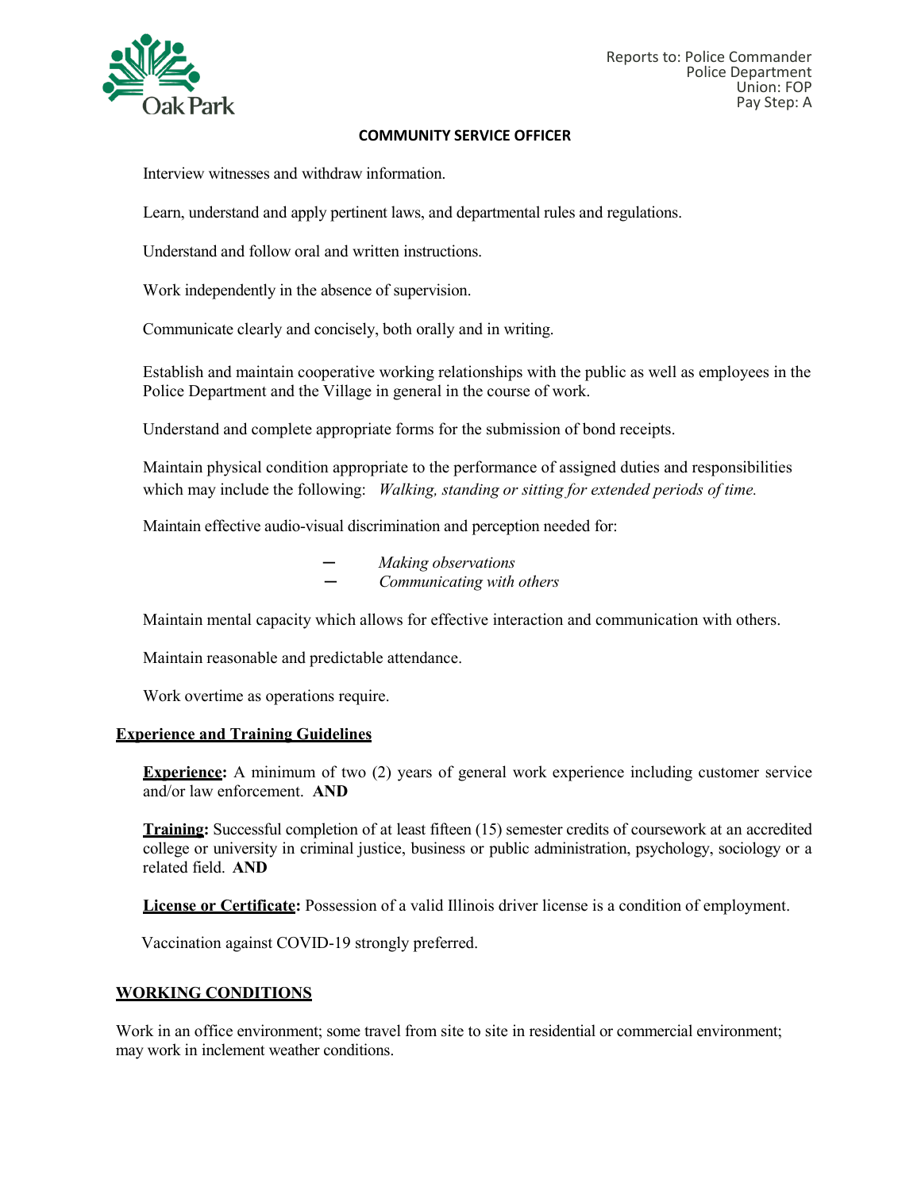Reports to: Police Commander
Police Department
Union: FOP
Pay Step: A

**COMMUNITY SERVICE OFFICER**

Interview witnesses and withdraw information.

Learn, understand and apply pertinent laws, and departmental rules and regulations.

Understand and follow oral and written instructions.

Work independently in the absence of supervision.

Communicate clearly and concisely, both orally and in writing.

Establish and maintain cooperative working relationships with the public as well as employees in the Police Department and the Village in general in the course of work.

Understand and complete appropriate forms for the submission of bond receipts.

Maintain physical condition appropriate to the performance of assigned duties and responsibilities which may include the following: *Walking, standing or sitting for extended periods of time.*

Maintain effective audio-visual discrimination and perception needed for:

- *Making observations*
- *Communicating with others*

Maintain mental capacity which allows for effective interaction and communication with others.

Maintain reasonable and predictable attendance.

Work overtime as operations require.

## Experience and Training Guidelines

**Experience:** A minimum of two (2) years of general work experience including customer service and/or law enforcement. **AND**

**Training:** Successful completion of at least fifteen (15) semester credits of coursework at an accredited college or university in criminal justice, business or public administration, psychology, sociology or a related field. **AND**

**License or Certificate:** Possession of a valid Illinois driver license is a condition of employment.

Vaccination against COVID-19 strongly preferred.

## WORKING CONDITIONS

Work in an office environment; some travel from site to site in residential or commercial environment; may work in inclement weather conditions.